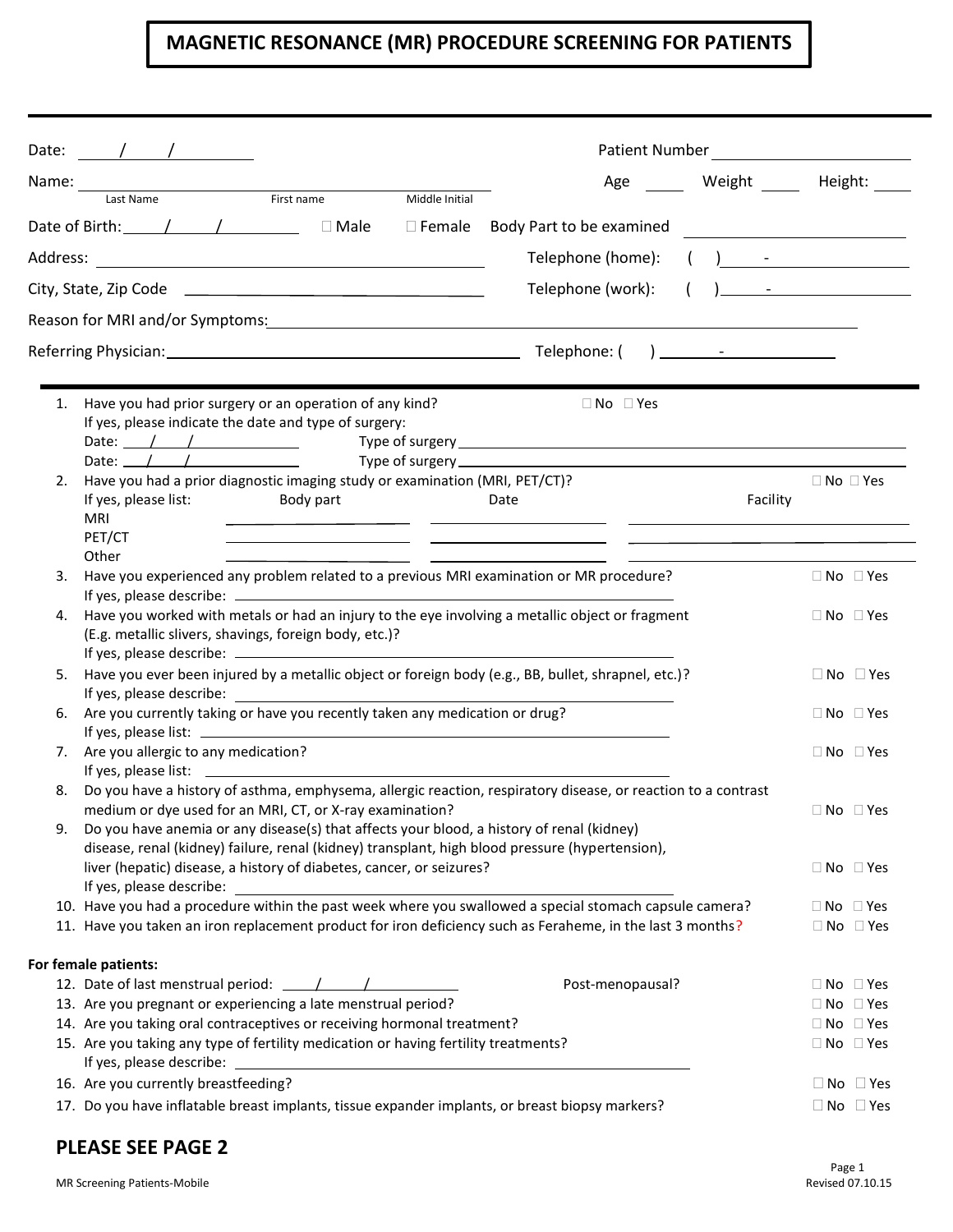# MAGNETIC RESONANCE (MR) PROCEDURE SCREENING FOR PATIENTS

Date: ____/____/________ Patient Number ______________________

Name: ______________________________________________ Age ______ Weight ______ Height: ______
Last Name First name Middle Initial

Date of Birth: ____/____/________ ☐ Male ☐ Female Body Part to be examined ______________________

Address: ______________________________________________ Telephone (home): ( ) - ______________

City, State, Zip Code ______________________________________ Telephone (work): ( ) - ______________

Reason for MRI and/or Symptoms: ______________________________________________________________

Referring Physician: ______________________________________ Telephone: ( ) - ______________

---

1. Have you had prior surgery or an operation of any kind? ☐ No ☐ Yes
   If yes, please indicate the date and type of surgery:
   Date: ____/____/________ Type of surgery ______________________________________________
   Date: ____/____/________ Type of surgery ______________________________________________
2. Have you had a prior diagnostic imaging study or examination (MRI, PET/CT)? ☐ No ☐ Yes

   | If yes, please list: | Body part | Date | Facility |
   |---|---|---|---|
   | MRI | | | |
   | PET/CT | | | |
   | Other | | | |

3. Have you experienced any problem related to a previous MRI examination or MR procedure? ☐ No ☐ Yes
   If yes, please describe: ______________________________________________
4. Have you worked with metals or had an injury to the eye involving a metallic object or fragment (E.g. metallic slivers, shavings, foreign body, etc.)? ☐ No ☐ Yes
   If yes, please describe: ______________________________________________
5. Have you ever been injured by a metallic object or foreign body (e.g., BB, bullet, shrapnel, etc.)? ☐ No ☐ Yes
   If yes, please describe: ______________________________________________
6. Are you currently taking or have you recently taken any medication or drug? ☐ No ☐ Yes
   If yes, please list: ______________________________________________
7. Are you allergic to any medication? ☐ No ☐ Yes
   If yes, please list: ______________________________________________
8. Do you have a history of asthma, emphysema, allergic reaction, respiratory disease, or reaction to a contrast medium or dye used for an MRI, CT, or X-ray examination? ☐ No ☐ Yes
9. Do you have anemia or any disease(s) that affects your blood, a history of renal (kidney) disease, renal (kidney) failure, renal (kidney) transplant, high blood pressure (hypertension), liver (hepatic) disease, a history of diabetes, cancer, or seizures? ☐ No ☐ Yes
   If yes, please describe: ______________________________________________
10. Have you had a procedure within the past week where you swallowed a special stomach capsule camera? ☐ No ☐ Yes
11. Have you taken an iron replacement product for iron deficiency such as Feraheme, in the last 3 months? ☐ No ☐ Yes

**For female patients:**

12. Date of last menstrual period: ____/____/________ Post-menopausal? ☐ No ☐ Yes
13. Are you pregnant or experiencing a late menstrual period? ☐ No ☐ Yes
14. Are you taking oral contraceptives or receiving hormonal treatment? ☐ No ☐ Yes
15. Are you taking any type of fertility medication or having fertility treatments? ☐ No ☐ Yes
    If yes, please describe: ______________________________________________
16. Are you currently breastfeeding? ☐ No ☐ Yes
17. Do you have inflatable breast implants, tissue expander implants, or breast biopsy markers? ☐ No ☐ Yes

## PLEASE SEE PAGE 2

MR Screening Patients-Mobile

Revised 07.10.15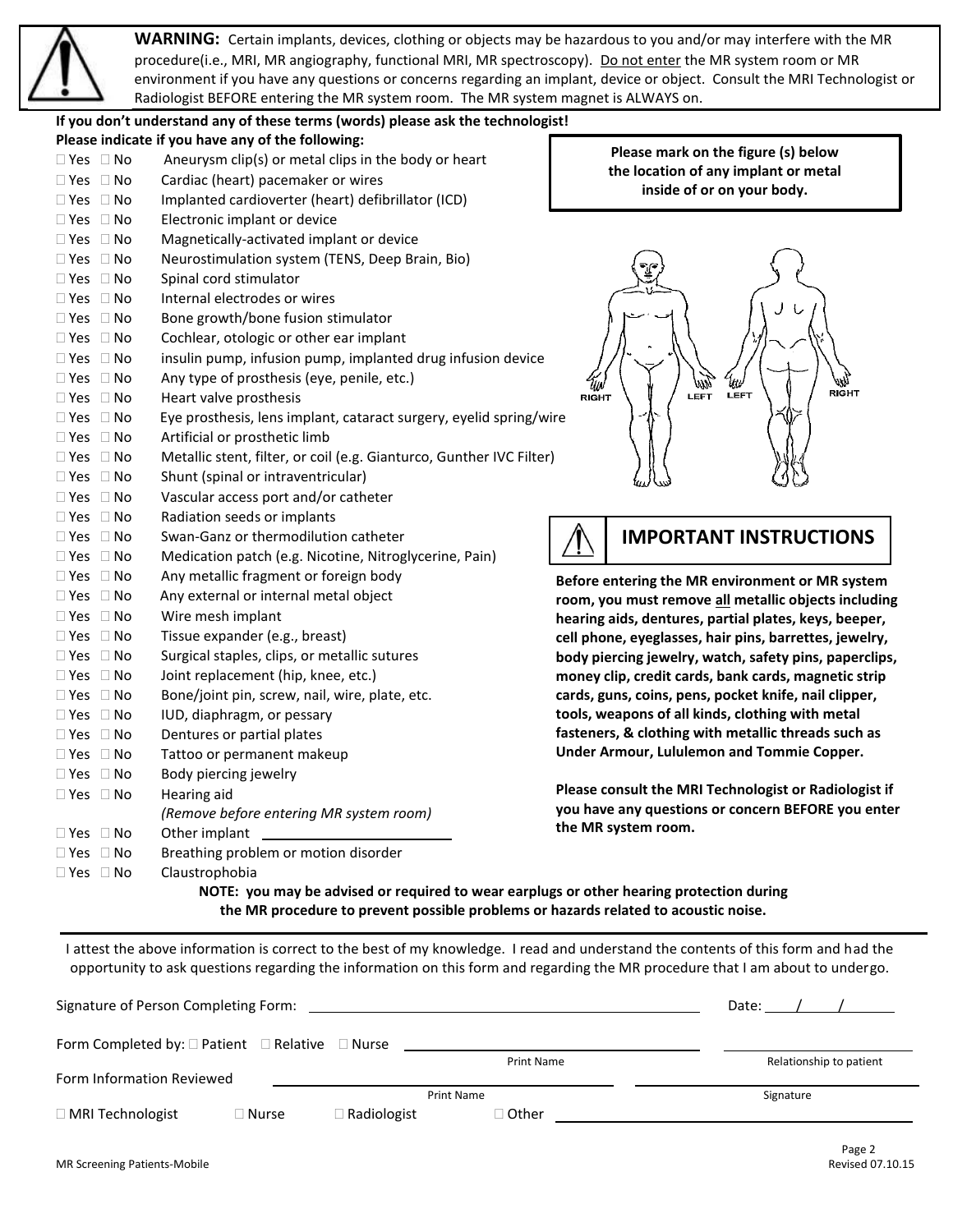**WARNING:** Certain implants, devices, clothing or objects may be hazardous to you and/or may interfere with the MR procedure(i.e., MRI, MR angiography, functional MRI, MR spectroscopy). Do not enter the MR system room or MR environment if you have any questions or concerns regarding an implant, device or object. Consult the MRI Technologist or Radiologist BEFORE entering the MR system room. The MR system magnet is ALWAYS on.

**If you don't understand any of these terms (words) please ask the technologist!**

**Please indicate if you have any of the following:**

- ☐ Yes ☐ No Aneurysm clip(s) or metal clips in the body or heart
- ☐ Yes ☐ No Cardiac (heart) pacemaker or wires
- ☐ Yes ☐ No Implanted cardioverter (heart) defibrillator (ICD)
- ☐ Yes ☐ No Electronic implant or device
- ☐ Yes ☐ No Magnetically-activated implant or device
- ☐ Yes ☐ No Neurostimulation system (TENS, Deep Brain, Bio)
- ☐ Yes ☐ No Spinal cord stimulator
- ☐ Yes ☐ No Internal electrodes or wires
- ☐ Yes ☐ No Bone growth/bone fusion stimulator
- ☐ Yes ☐ No Cochlear, otologic or other ear implant
- ☐ Yes ☐ No insulin pump, infusion pump, implanted drug infusion device
- ☐ Yes ☐ No Any type of prosthesis (eye, penile, etc.)
- ☐ Yes ☐ No Heart valve prosthesis
- ☐ Yes ☐ No Eye prosthesis, lens implant, cataract surgery, eyelid spring/wire
- ☐ Yes ☐ No Artificial or prosthetic limb
- ☐ Yes ☐ No Metallic stent, filter, or coil (e.g. Gianturco, Gunther IVC Filter)
- ☐ Yes ☐ No Shunt (spinal or intraventricular)
- ☐ Yes ☐ No Vascular access port and/or catheter
- ☐ Yes ☐ No Radiation seeds or implants
- ☐ Yes ☐ No Swan-Ganz or thermodilution catheter
- ☐ Yes ☐ No Medication patch (e.g. Nicotine, Nitroglycerine, Pain)
- ☐ Yes ☐ No Any metallic fragment or foreign body
- ☐ Yes ☐ No Any external or internal metal object
- ☐ Yes ☐ No Wire mesh implant
- ☐ Yes ☐ No Tissue expander (e.g., breast)
- ☐ Yes ☐ No Surgical staples, clips, or metallic sutures
- ☐ Yes ☐ No Joint replacement (hip, knee, etc.)
- ☐ Yes ☐ No Bone/joint pin, screw, nail, wire, plate, etc.
- ☐ Yes ☐ No IUD, diaphragm, or pessary
- ☐ Yes ☐ No Dentures or partial plates
- ☐ Yes ☐ No Tattoo or permanent makeup
- ☐ Yes ☐ No Body piercing jewelry
- ☐ Yes ☐ No Hearing aid *(Remove before entering MR system room)*
- ☐ Yes ☐ No Other implant ______________________
- ☐ Yes ☐ No Breathing problem or motion disorder
- ☐ Yes ☐ No Claustrophobia

**Please mark on the figure (s) below the location of any implant or metal inside of or on your body.**

RIGHT LEFT LEFT RIGHT

## IMPORTANT INSTRUCTIONS

**Before entering the MR environment or MR system room, you must remove all metallic objects including hearing aids, dentures, partial plates, keys, beeper, cell phone, eyeglasses, hair pins, barrettes, jewelry, body piercing jewelry, watch, safety pins, paperclips, money clip, credit cards, bank cards, magnetic strip cards, guns, coins, pens, pocket knife, nail clipper, tools, weapons of all kinds, clothing with metal fasteners, & clothing with metallic threads such as Under Armour, Lululemon and Tommie Copper.**

**Please consult the MRI Technologist or Radiologist if you have any questions or concern BEFORE you enter the MR system room.**

**NOTE: you may be advised or required to wear earplugs or other hearing protection during the MR procedure to prevent possible problems or hazards related to acoustic noise.**

---

I attest the above information is correct to the best of my knowledge. I read and understand the contents of this form and had the opportunity to ask questions regarding the information on this form and regarding the MR procedure that I am about to undergo.

Signature of Person Completing Form: ______________________________ Date: ____/____/______

Form Completed by: ☐ Patient ☐ Relative ☐ Nurse ______________________________ ______________________
Print Name Relationship to patient

Form Information Reviewed ______________________________ ______________________
Print Name Signature

☐ MRI Technologist ☐ Nurse ☐ Radiologist ☐ Other ______________________

MR Screening Patients-Mobile Revised 07.10.15